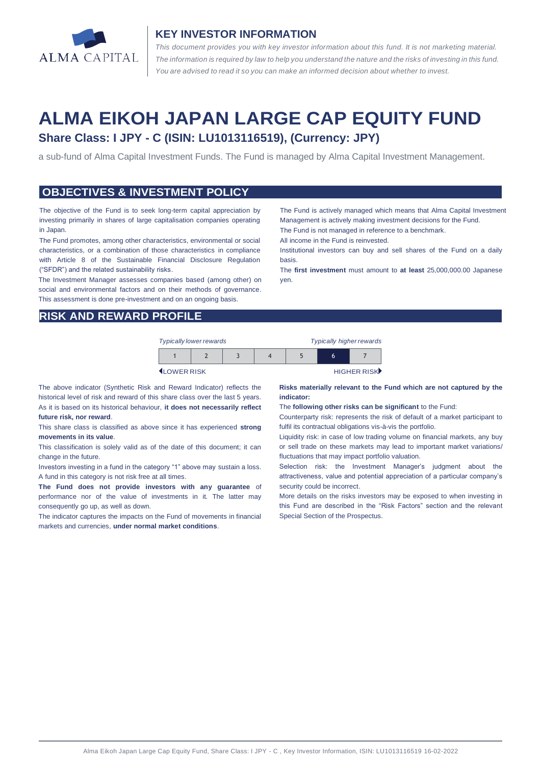## KEY INVESTOR INFORMATION

*This document provides you with key investor information about this fund. It is not marketing material. The information is required by law to help you understand the nature and the risks of investing in this fund. You are advised to read it so you can make an informed decision about whether to invest.*

# ALMA EIKOH JAPAN LARGE CAP EQUITY FUND

### Share Class: I JPY - C (ISIN: LU1013116519), (Currency: JPY)

a sub-fund of Alma Capital Investment Funds. The Fund is managed by Alma Capital Investment Management.

## OBJECTIVES & INVESTMENT POLICY

The objective of the Fund is to seek long-term capital appreciation by investing primarily in shares of large capitalisation companies operating in Japan.

The Fund promotes, among other characteristics, environmental or social characteristics, or a combination of those characteristics in compliance with Article 8 of the Sustainable Financial Disclosure Regulation ("SFDR") and the related sustainability risks.

The Investment Manager assesses companies based (among other) on social and environmental factors and on their methods of governance. This assessment is done pre-investment and on an ongoing basis.

The Fund is actively managed which means that Alma Capital Investment Management is actively making investment decisions for the Fund.

The Fund is not managed in reference to a benchmark.

All income in the Fund is reinvested.

Institutional investors can buy and sell shares of the Fund on a daily basis.

The **first investment** must amount to **at least** 25,000,000.00 Japanese yen.

## RISK AND REWARD PROFILE

| *Typically lower rewards* | | | | | | *Typically higher rewards* |
|---|---|---|---|---|---|---|
| 1 | 2 | 3 | 4 | 5 | **6** | 7 |
| LOWER RISK | | | | | | HIGHER RISK |

The above indicator (Synthetic Risk and Reward Indicator) reflects the historical level of risk and reward of this share class over the last 5 years. As it is based on its historical behaviour, **it does not necessarily reflect future risk, nor reward**.

This share class is classified as above since it has experienced **strong movements in its value**.

This classification is solely valid as of the date of this document; it can change in the future.

Investors investing in a fund in the category "1" above may sustain a loss. A fund in this category is not risk free at all times.

**The Fund does not provide investors with any guarantee** of performance nor of the value of investments in it. The latter may consequently go up, as well as down.

The indicator captures the impacts on the Fund of movements in financial markets and currencies, **under normal market conditions**.

**Risks materially relevant to the Fund which are not captured by the indicator:**

The **following other risks can be significant** to the Fund:

Counterparty risk: represents the risk of default of a market participant to fulfil its contractual obligations vis-à-vis the portfolio.

Liquidity risk: in case of low trading volume on financial markets, any buy or sell trade on these markets may lead to important market variations/ fluctuations that may impact portfolio valuation.

Selection risk: the Investment Manager's judgment about the attractiveness, value and potential appreciation of a particular company's security could be incorrect.

More details on the risks investors may be exposed to when investing in this Fund are described in the "Risk Factors" section and the relevant Special Section of the Prospectus.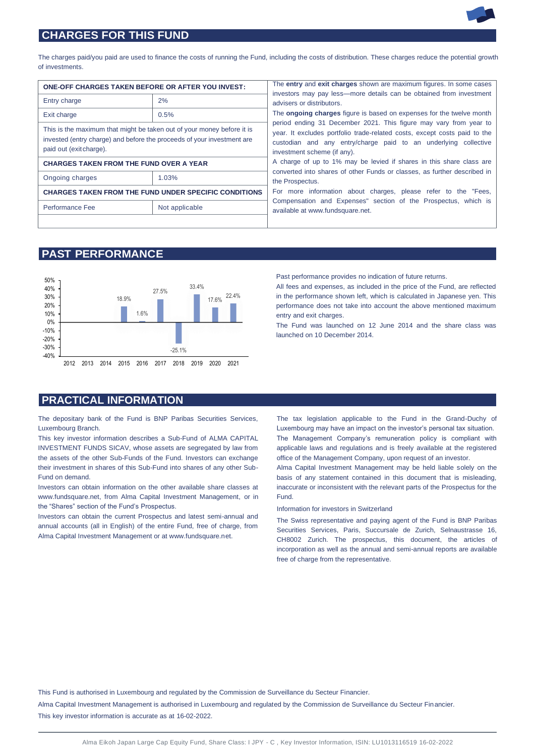## CHARGES FOR THIS FUND

The charges paid/you paid are used to finance the costs of running the Fund, including the costs of distribution. These charges reduce the potential growth of investments.

| ONE-OFF CHARGES TAKEN BEFORE OR AFTER YOU INVEST: | |
|---|---|
| Entry charge | 2% |
| Exit charge | 0.5% |
| This is the maximum that might be taken out of your money before it is invested (entry charge) and before the proceeds of your investment are paid out (exit charge). | |
| **CHARGES TAKEN FROM THE FUND OVER A YEAR** | |
| Ongoing charges | 1.03% |
| **CHARGES TAKEN FROM THE FUND UNDER SPECIFIC CONDITIONS** | |
| Performance Fee | Not applicable |

The **entry** and **exit charges** shown are maximum figures. In some cases investors may pay less—more details can be obtained from investment advisers or distributors.

The **ongoing charges** figure is based on expenses for the twelve month period ending 31 December 2021. This figure may vary from year to year. It excludes portfolio trade-related costs, except costs paid to the custodian and any entry/charge paid to an underlying collective investment scheme (if any).

A charge of up to 1% may be levied if shares in this share class are converted into shares of other Funds or classes, as further described in the Prospectus.

For more information about charges, please refer to the "Fees, Compensation and Expenses" section of the Prospectus, which is available at www.fundsquare.net.

## PAST PERFORMANCE

50%
40%
30%
20%
10%
0%
-10%
-20%
-30%
-40%

18.9%
1.6%
27.5%
-25.1%
33.4%
17.6%
22.4%

2012 2013 2014 2015 2016 2017 2018 2019 2020 2021

Past performance provides no indication of future returns.

All fees and expenses, as included in the price of the Fund, are reflected in the performance shown left, which is calculated in Japanese yen. This performance does not take into account the above mentioned maximum entry and exit charges.

The Fund was launched on 12 June 2014 and the share class was launched on 10 December 2014.

## PRACTICAL INFORMATION

The depositary bank of the Fund is BNP Paribas Securities Services, Luxembourg Branch.

This key investor information describes a Sub-Fund of ALMA CAPITAL INVESTMENT FUNDS SICAV, whose assets are segregated by law from the assets of the other Sub-Funds of the Fund. Investors can exchange their investment in shares of this Sub-Fund into shares of any other Sub-Fund on demand.

Investors can obtain information on the other available share classes at www.fundsquare.net, from Alma Capital Investment Management, or in the "Shares" section of the Fund's Prospectus.

Investors can obtain the current Prospectus and latest semi-annual and annual accounts (all in English) of the entire Fund, free of charge, from Alma Capital Investment Management or at www.fundsquare.net.

The tax legislation applicable to the Fund in the Grand-Duchy of Luxembourg may have an impact on the investor's personal tax situation.

The Management Company's remuneration policy is compliant with applicable laws and regulations and is freely available at the registered office of the Management Company, upon request of an investor.

Alma Capital Investment Management may be held liable solely on the basis of any statement contained in this document that is misleading, inaccurate or inconsistent with the relevant parts of the Prospectus for the Fund.

Information for investors in Switzerland

The Swiss representative and paying agent of the Fund is BNP Paribas Securities Services, Paris, Succursale de Zurich, Selnaustrasse 16, CH8002 Zurich. The prospectus, this document, the articles of incorporation as well as the annual and semi-annual reports are available free of charge from the representative.

This Fund is authorised in Luxembourg and regulated by the Commission de Surveillance du Secteur Financier.

Alma Capital Investment Management is authorised in Luxembourg and regulated by the Commission de Surveillance du Secteur Financier.

This key investor information is accurate as at 16-02-2022.